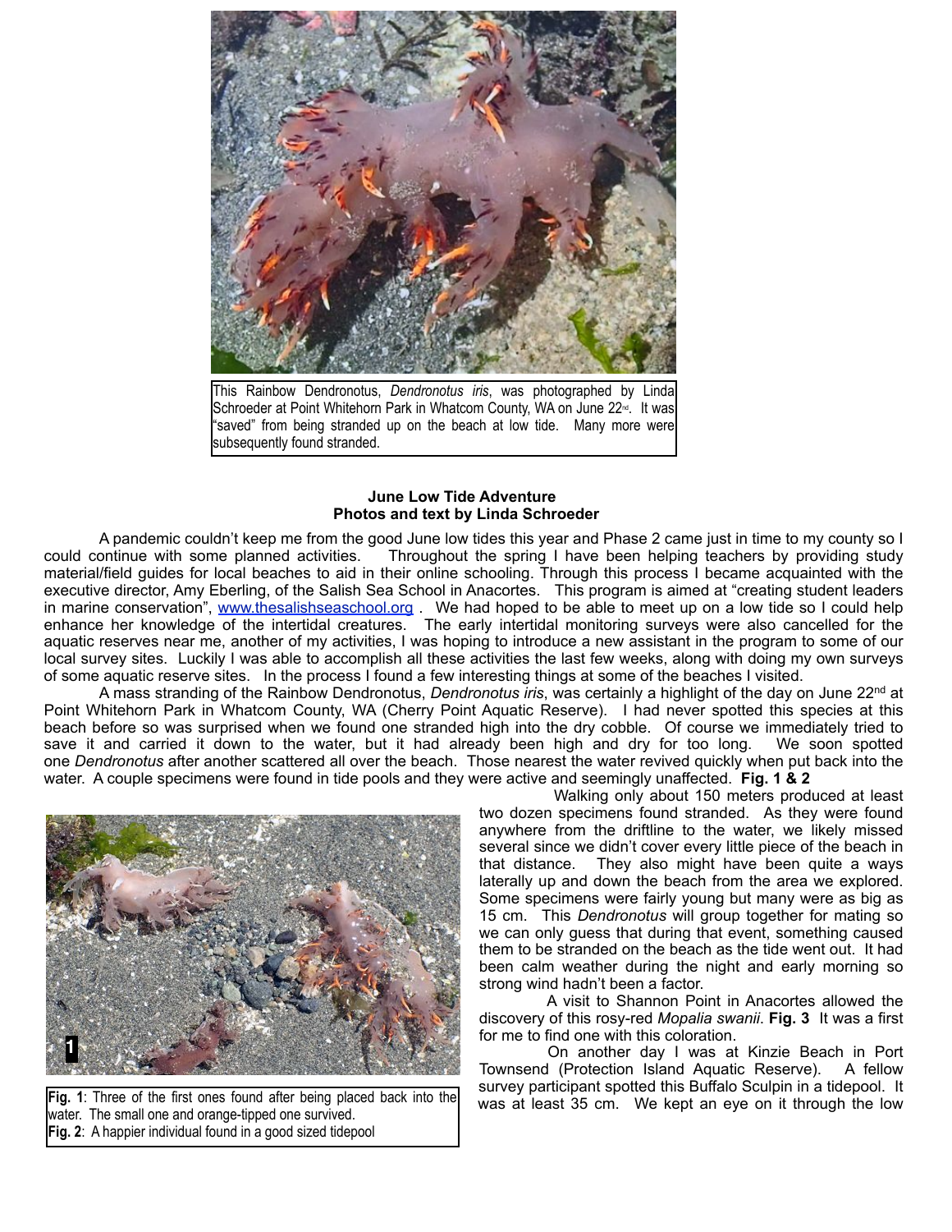This Rainbow Dendronotus, *Dendronotus iris*, was photographed by Linda Schroeder at Point Whitehorn Park in Whatcom County, WA on June 22nd. It was "saved" from being stranded up on the beach at low tide. Many more were subsequently found stranded.

## June Low Tide Adventure
### Photos and text by Linda Schroeder

A pandemic couldn't keep me from the good June low tides this year and Phase 2 came just in time to my county so I could continue with some planned activities. Throughout the spring I have been helping teachers by providing study material/field guides for local beaches to aid in their online schooling. Through this process I became acquainted with the executive director, Amy Eberling, of the Salish Sea School in Anacortes. This program is aimed at "creating student leaders in marine conservation", www.thesalishseaschool.org . We had hoped to be able to meet up on a low tide so I could help enhance her knowledge of the intertidal creatures. The early intertidal monitoring surveys were also cancelled for the aquatic reserves near me, another of my activities, I was hoping to introduce a new assistant in the program to some of our local survey sites. Luckily I was able to accomplish all these activities the last few weeks, along with doing my own surveys of some aquatic reserve sites. In the process I found a few interesting things at some of the beaches I visited.

A mass stranding of the Rainbow Dendronotus, *Dendronotus iris*, was certainly a highlight of the day on June 22nd at Point Whitehorn Park in Whatcom County, WA (Cherry Point Aquatic Reserve). I had never spotted this species at this beach before so was surprised when we found one stranded high into the dry cobble. Of course we immediately tried to save it and carried it down to the water, but it had already been high and dry for too long. We soon spotted one *Dendronotus* after another scattered all over the beach. Those nearest the water revived quickly when put back into the water. A couple specimens were found in tide pools and they were active and seemingly unaffected. **Fig. 1 & 2**

**Fig. 1**: Three of the first ones found after being placed back into the water. The small one and orange-tipped one survived.
**Fig. 2**: A happier individual found in a good sized tidepool

Walking only about 150 meters produced at least two dozen specimens found stranded. As they were found anywhere from the driftline to the water, we likely missed several since we didn't cover every little piece of the beach in that distance. They also might have been quite a ways laterally up and down the beach from the area we explored. Some specimens were fairly young but many were as big as 15 cm. This *Dendronotus* will group together for mating so we can only guess that during that event, something caused them to be stranded on the beach as the tide went out. It had been calm weather during the night and early morning so strong wind hadn't been a factor.

A visit to Shannon Point in Anacortes allowed the discovery of this rosy-red *Mopalia swanii*. **Fig. 3** It was a first for me to find one with this coloration.

On another day I was at Kinzie Beach in Port Townsend (Protection Island Aquatic Reserve). A fellow survey participant spotted this Buffalo Sculpin in a tidepool. It was at least 35 cm. We kept an eye on it through the low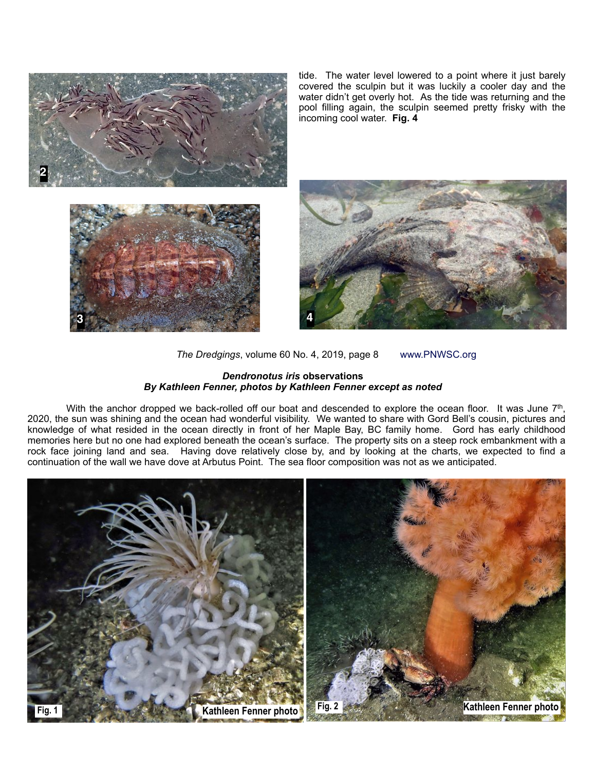tide. The water level lowered to a point where it just barely covered the sculpin but it was luckily a cooler day and the water didn't get overly hot. As the tide was returning and the pool filling again, the sculpin seemed pretty frisky with the incoming cool water. **Fig. 4**

2

3

4

*The Dredgings*, volume 60 No. 4, 2019, page 8 www.PNWSC.org

### ***Dendronotus iris* observations**
***By Kathleen Fenner, photos by Kathleen Fenner except as noted***

With the anchor dropped we back-rolled off our boat and descended to explore the ocean floor. It was June 7th, 2020, the sun was shining and the ocean had wonderful visibility. We wanted to share with Gord Bell's cousin, pictures and knowledge of what resided in the ocean directly in front of her Maple Bay, BC family home. Gord has early childhood memories here but no one had explored beneath the ocean's surface. The property sits on a steep rock embankment with a rock face joining land and sea. Having dove relatively close by, and by looking at the charts, we expected to find a continuation of the wall we have dove at Arbutus Point. The sea floor composition was not as we anticipated.

**Fig. 1** **Kathleen Fenner photo**

**Fig. 2** **Kathleen Fenner photo**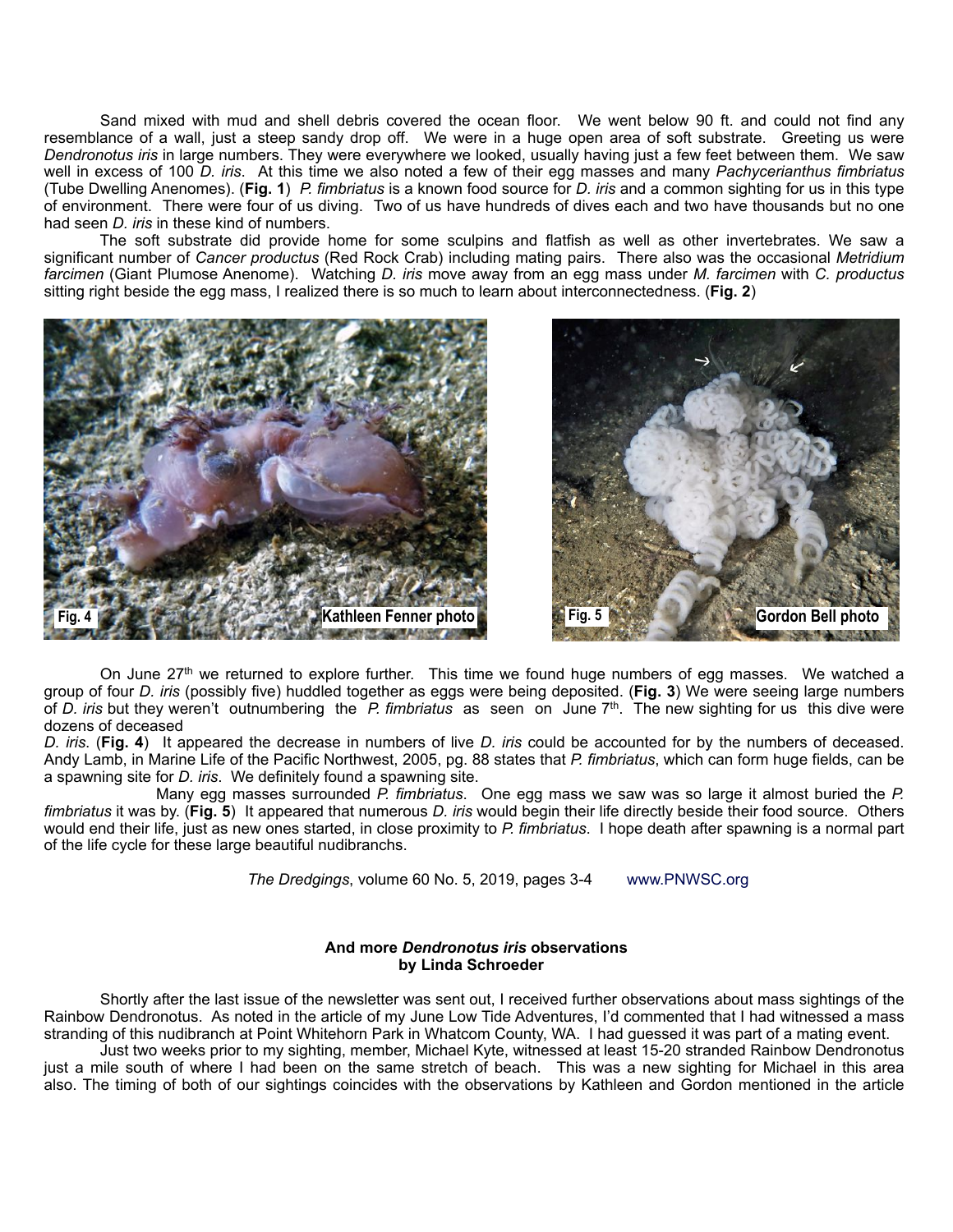Sand mixed with mud and shell debris covered the ocean floor. We went below 90 ft. and could not find any resemblance of a wall, just a steep sandy drop off. We were in a huge open area of soft substrate. Greeting us were *Dendronotus iris* in large numbers. They were everywhere we looked, usually having just a few feet between them. We saw well in excess of 100 *D. iris*. At this time we also noted a few of their egg masses and many *Pachycerianthus fimbriatus* (Tube Dwelling Anemones). (**Fig. 1**) *P. fimbriatus* is a known food source for *D. iris* and a common sighting for us in this type of environment. There were four of us diving. Two of us have hundreds of dives each and two have thousands but no one had seen *D. iris* in these kind of numbers.

The soft substrate did provide home for some sculpins and flatfish as well as other invertebrates. We saw a significant number of *Cancer productus* (Red Rock Crab) including mating pairs. There also was the occasional *Metridium farcimen* (Giant Plumose Anemone). Watching *D. iris* move away from an egg mass under *M. farcimen* with *C. productus* sitting right beside the egg mass, I realized there is so much to learn about interconnectedness. (**Fig. 2**)

Fig. 4 Kathleen Fenner photo

Fig. 5 Gordon Bell photo

On June 27th we returned to explore further. This time we found huge numbers of egg masses. We watched a group of four *D. iris* (possibly five) huddled together as eggs were being deposited. (**Fig. 3**) We were seeing large numbers of *D. iris* but they weren't outnumbering the *P. fimbriatus* as seen on June 7th. The new sighting for us this dive were dozens of deceased *D. iris*. (**Fig. 4**) It appeared the decrease in numbers of live *D. iris* could be accounted for by the numbers of deceased. Andy Lamb, in Marine Life of the Pacific Northwest, 2005, pg. 88 states that *P. fimbriatus*, which can form huge fields, can be a spawning site for *D. iris*. We definitely found a spawning site.

Many egg masses surrounded *P. fimbriatus*. One egg mass we saw was so large it almost buried the *P. fimbriatus* it was by. (**Fig. 5**) It appeared that numerous *D. iris* would begin their life directly beside their food source. Others would end their life, just as new ones started, in close proximity to *P. fimbriatus*. I hope death after spawning is a normal part of the life cycle for these large beautiful nudibranchs.

*The Dredgings*, volume 60 No. 5, 2019, pages 3-4 www.PNWSC.org

### And more *Dendronotus iris* observations
**by Linda Schroeder**

Shortly after the last issue of the newsletter was sent out, I received further observations about mass sightings of the Rainbow Dendronotus. As noted in the article of my June Low Tide Adventures, I'd commented that I had witnessed a mass stranding of this nudibranch at Point Whitehorn Park in Whatcom County, WA. I had guessed it was part of a mating event.

Just two weeks prior to my sighting, member, Michael Kyte, witnessed at least 15-20 stranded Rainbow Dendronotus just a mile south of where I had been on the same stretch of beach. This was a new sighting for Michael in this area also. The timing of both of our sightings coincides with the observations by Kathleen and Gordon mentioned in the article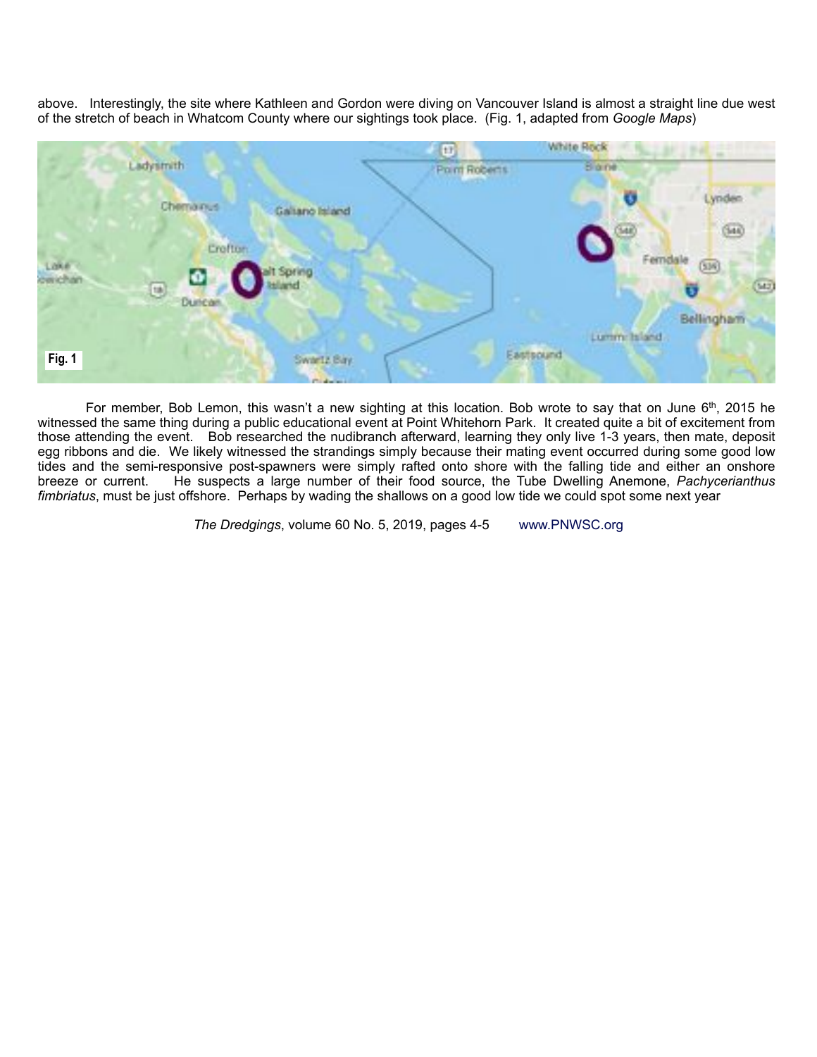above. Interestingly, the site where Kathleen and Gordon were diving on Vancouver Island is almost a straight line due west of the stretch of beach in Whatcom County where our sightings took place. (Fig. 1, adapted from *Google Maps*)

Fig. 1

For member, Bob Lemon, this wasn't a new sighting at this location. Bob wrote to say that on June 6th, 2015 he witnessed the same thing during a public educational event at Point Whitehorn Park. It created quite a bit of excitement from those attending the event. Bob researched the nudibranch afterward, learning they only live 1-3 years, then mate, deposit egg ribbons and die. We likely witnessed the strandings simply because their mating event occurred during some good low tides and the semi-responsive post-spawners were simply rafted onto shore with the falling tide and either an onshore breeze or current. He suspects a large number of their food source, the Tube Dwelling Anemone, *Pachycerianthus fimbriatus*, must be just offshore. Perhaps by wading the shallows on a good low tide we could spot some next year

*The Dredgings*, volume 60 No. 5, 2019, pages 4-5 www.PNWSC.org